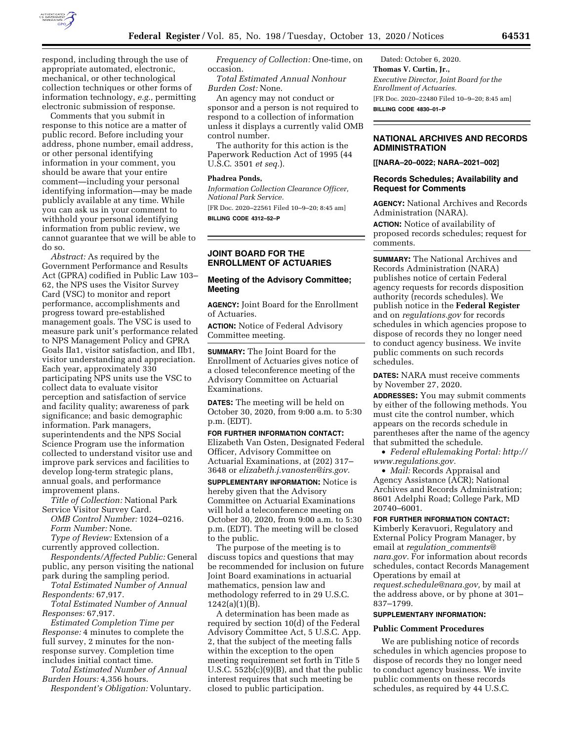respond, including through the use of appropriate automated, electronic, mechanical, or other technological collection techniques or other forms of information technology, *e.g.,* permitting electronic submission of response.

Comments that you submit in response to this notice are a matter of public record. Before including your address, phone number, email address, or other personal identifying information in your comment, you should be aware that your entire comment—including your personal identifying information—may be made publicly available at any time. While you can ask us in your comment to withhold your personal identifying information from public review, we cannot guarantee that we will be able to do so.

*Abstract:* As required by the Government Performance and Results Act (GPRA) codified in Public Law 103–62, the NPS uses the Visitor Survey Card (VSC) to monitor and report performance, accomplishments and progress toward pre-established management goals. The VSC is used to measure park unit's performance related to NPS Management Policy and GPRA Goals IIa1, visitor satisfaction, and IIb1, visitor understanding and appreciation. Each year, approximately 330 participating NPS units use the VSC to collect data to evaluate visitor perception and satisfaction of service and facility quality; awareness of park significance; and basic demographic information. Park managers, superintendents and the NPS Social Science Program use the information collected to understand visitor use and improve park services and facilities to develop long-term strategic plans, annual goals, and performance improvement plans.

*Title of Collection:* National Park Service Visitor Survey Card.

*OMB Control Number:* 1024–0216.

*Form Number:* None.

*Type of Review:* Extension of a currently approved collection.

*Respondents/Affected Public:* General public, any person visiting the national park during the sampling period.

*Total Estimated Number of Annual Respondents:* 67,917.

*Total Estimated Number of Annual Responses:* 67,917.

*Estimated Completion Time per Response:* 4 minutes to complete the full survey, 2 minutes for the non-response survey. Completion time includes initial contact time.

*Total Estimated Number of Annual Burden Hours:* 4,356 hours.

*Respondent's Obligation:* Voluntary.

*Frequency of Collection:* One-time, on occasion.

*Total Estimated Annual Nonhour Burden Cost:* None.

An agency may not conduct or sponsor and a person is not required to respond to a collection of information unless it displays a currently valid OMB control number.

The authority for this action is the Paperwork Reduction Act of 1995 (44 U.S.C. 3501 *et seq.*).

**Phadrea Ponds,**

*Information Collection Clearance Officer, National Park Service.*

[FR Doc. 2020–22561 Filed 10–9–20; 8:45 am]

**BILLING CODE 4312–52–P**

## JOINT BOARD FOR THE ENROLLMENT OF ACTUARIES

### Meeting of the Advisory Committee; Meeting

**AGENCY:** Joint Board for the Enrollment of Actuaries.

**ACTION:** Notice of Federal Advisory Committee meeting.

**SUMMARY:** The Joint Board for the Enrollment of Actuaries gives notice of a closed teleconference meeting of the Advisory Committee on Actuarial Examinations.

**DATES:** The meeting will be held on October 30, 2020, from 9:00 a.m. to 5:30 p.m. (EDT).

**FOR FURTHER INFORMATION CONTACT:** Elizabeth Van Osten, Designated Federal Officer, Advisory Committee on Actuarial Examinations, at (202) 317–3648 or *elizabeth.j.vanosten@irs.gov*.

**SUPPLEMENTARY INFORMATION:** Notice is hereby given that the Advisory Committee on Actuarial Examinations will hold a teleconference meeting on October 30, 2020, from 9:00 a.m. to 5:30 p.m. (EDT). The meeting will be closed to the public.

The purpose of the meeting is to discuss topics and questions that may be recommended for inclusion on future Joint Board examinations in actuarial mathematics, pension law and methodology referred to in 29 U.S.C. 1242(a)(1)(B).

A determination has been made as required by section 10(d) of the Federal Advisory Committee Act, 5 U.S.C. App. 2, that the subject of the meeting falls within the exception to the open meeting requirement set forth in Title 5 U.S.C. 552b(c)(9)(B), and that the public interest requires that such meeting be closed to public participation.

Dated: October 6, 2020.

**Thomas V. Curtin, Jr.,**

*Executive Director, Joint Board for the Enrollment of Actuaries.*

[FR Doc. 2020–22480 Filed 10–9–20; 8:45 am]

**BILLING CODE 4830–01–P**

## NATIONAL ARCHIVES AND RECORDS ADMINISTRATION

**[[NARA–20–0022; NARA–2021–002]**

### Records Schedules; Availability and Request for Comments

**AGENCY:** National Archives and Records Administration (NARA).

**ACTION:** Notice of availability of proposed records schedules; request for comments.

**SUMMARY:** The National Archives and Records Administration (NARA) publishes notice of certain Federal agency requests for records disposition authority (records schedules). We publish notice in the **Federal Register** and on *regulations.gov* for records schedules in which agencies propose to dispose of records they no longer need to conduct agency business. We invite public comments on such records schedules.

**DATES:** NARA must receive comments by November 27, 2020.

**ADDRESSES:** You may submit comments by either of the following methods. You must cite the control number, which appears on the records schedule in parentheses after the name of the agency that submitted the schedule.

- *Federal eRulemaking Portal: http://www.regulations.gov.*
- *Mail:* Records Appraisal and Agency Assistance (ACR); National Archives and Records Administration; 8601 Adelphi Road; College Park, MD 20740–6001.

**FOR FURTHER INFORMATION CONTACT:** Kimberly Keravuori, Regulatory and External Policy Program Manager, by email at *regulation_comments@nara.gov*. For information about records schedules, contact Records Management Operations by email at *request.schedule@nara.gov,* by mail at the address above, or by phone at 301–837–1799.

**SUPPLEMENTARY INFORMATION:**

#### Public Comment Procedures

We are publishing notice of records schedules in which agencies propose to dispose of records they no longer need to conduct agency business. We invite public comments on these records schedules, as required by 44 U.S.C.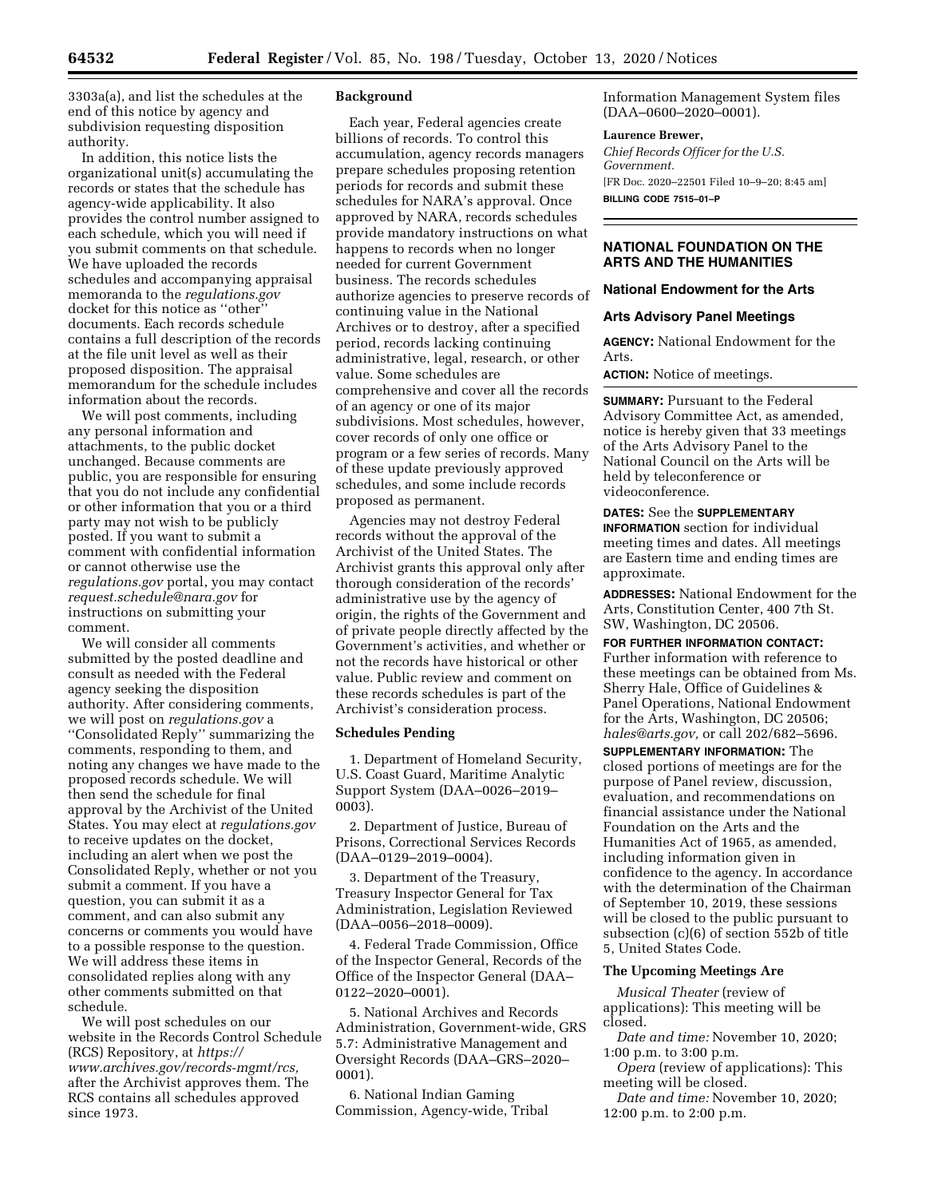3303a(a), and list the schedules at the end of this notice by agency and subdivision requesting disposition authority.

In addition, this notice lists the organizational unit(s) accumulating the records or states that the schedule has agency-wide applicability. It also provides the control number assigned to each schedule, which you will need if you submit comments on that schedule. We have uploaded the records schedules and accompanying appraisal memoranda to the *regulations.gov* docket for this notice as ''other'' documents. Each records schedule contains a full description of the records at the file unit level as well as their proposed disposition. The appraisal memorandum for the schedule includes information about the records.

We will post comments, including any personal information and attachments, to the public docket unchanged. Because comments are public, you are responsible for ensuring that you do not include any confidential or other information that you or a third party may not wish to be publicly posted. If you want to submit a comment with confidential information or cannot otherwise use the *regulations.gov* portal, you may contact *request.schedule@nara.gov* for instructions on submitting your comment.

We will consider all comments submitted by the posted deadline and consult as needed with the Federal agency seeking the disposition authority. After considering comments, we will post on *regulations.gov* a ''Consolidated Reply'' summarizing the comments, responding to them, and noting any changes we have made to the proposed records schedule. We will then send the schedule for final approval by the Archivist of the United States. You may elect at *regulations.gov* to receive updates on the docket, including an alert when we post the Consolidated Reply, whether or not you submit a comment. If you have a question, you can submit it as a comment, and can also submit any concerns or comments you would have to a possible response to the question. We will address these items in consolidated replies along with any other comments submitted on that schedule.

We will post schedules on our website in the Records Control Schedule (RCS) Repository, at *https://www.archives.gov/records-mgmt/rcs,* after the Archivist approves them. The RCS contains all schedules approved since 1973.

## Background

Each year, Federal agencies create billions of records. To control this accumulation, agency records managers prepare schedules proposing retention periods for records and submit these schedules for NARA's approval. Once approved by NARA, records schedules provide mandatory instructions on what happens to records when no longer needed for current Government business. The records schedules authorize agencies to preserve records of continuing value in the National Archives or to destroy, after a specified period, records lacking continuing administrative, legal, research, or other value. Some schedules are comprehensive and cover all the records of an agency or one of its major subdivisions. Most schedules, however, cover records of only one office or program or a few series of records. Many of these update previously approved schedules, and some include records proposed as permanent.

Agencies may not destroy Federal records without the approval of the Archivist of the United States. The Archivist grants this approval only after thorough consideration of the records' administrative use by the agency of origin, the rights of the Government and of private people directly affected by the Government's activities, and whether or not the records have historical or other value. Public review and comment on these records schedules is part of the Archivist's consideration process.

## Schedules Pending

1. Department of Homeland Security, U.S. Coast Guard, Maritime Analytic Support System (DAA–0026–2019–0003).

2. Department of Justice, Bureau of Prisons, Correctional Services Records (DAA–0129–2019–0004).

3. Department of the Treasury, Treasury Inspector General for Tax Administration, Legislation Reviewed (DAA–0056–2018–0009).

4. Federal Trade Commission, Office of the Inspector General, Records of the Office of the Inspector General (DAA–0122–2020–0001).

5. National Archives and Records Administration, Government-wide, GRS 5.7: Administrative Management and Oversight Records (DAA–GRS–2020–0001).

6. National Indian Gaming Commission, Agency-wide, Tribal Information Management System files (DAA–0600–2020–0001).

**Laurence Brewer,**

*Chief Records Officer for the U.S. Government.*

[FR Doc. 2020–22501 Filed 10–9–20; 8:45 am]

**BILLING CODE 7515–01–P**

# NATIONAL FOUNDATION ON THE ARTS AND THE HUMANITIES

## National Endowment for the Arts

## Arts Advisory Panel Meetings

**AGENCY:** National Endowment for the Arts.

**ACTION:** Notice of meetings.

**SUMMARY:** Pursuant to the Federal Advisory Committee Act, as amended, notice is hereby given that 33 meetings of the Arts Advisory Panel to the National Council on the Arts will be held by teleconference or videoconference.

**DATES:** See the **SUPPLEMENTARY INFORMATION** section for individual meeting times and dates. All meetings are Eastern time and ending times are approximate.

**ADDRESSES:** National Endowment for the Arts, Constitution Center, 400 7th St. SW, Washington, DC 20506.

**FOR FURTHER INFORMATION CONTACT:** Further information with reference to these meetings can be obtained from Ms. Sherry Hale, Office of Guidelines & Panel Operations, National Endowment for the Arts, Washington, DC 20506; *hales@arts.gov,* or call 202/682–5696.

**SUPPLEMENTARY INFORMATION:** The closed portions of meetings are for the purpose of Panel review, discussion, evaluation, and recommendations on financial assistance under the National Foundation on the Arts and the Humanities Act of 1965, as amended, including information given in confidence to the agency. In accordance with the determination of the Chairman of September 10, 2019, these sessions will be closed to the public pursuant to subsection (c)(6) of section 552b of title 5, United States Code.

## The Upcoming Meetings Are

*Musical Theater* (review of applications): This meeting will be closed.

*Date and time:* November 10, 2020; 1:00 p.m. to 3:00 p.m.

*Opera* (review of applications): This meeting will be closed.

*Date and time:* November 10, 2020; 12:00 p.m. to 2:00 p.m.